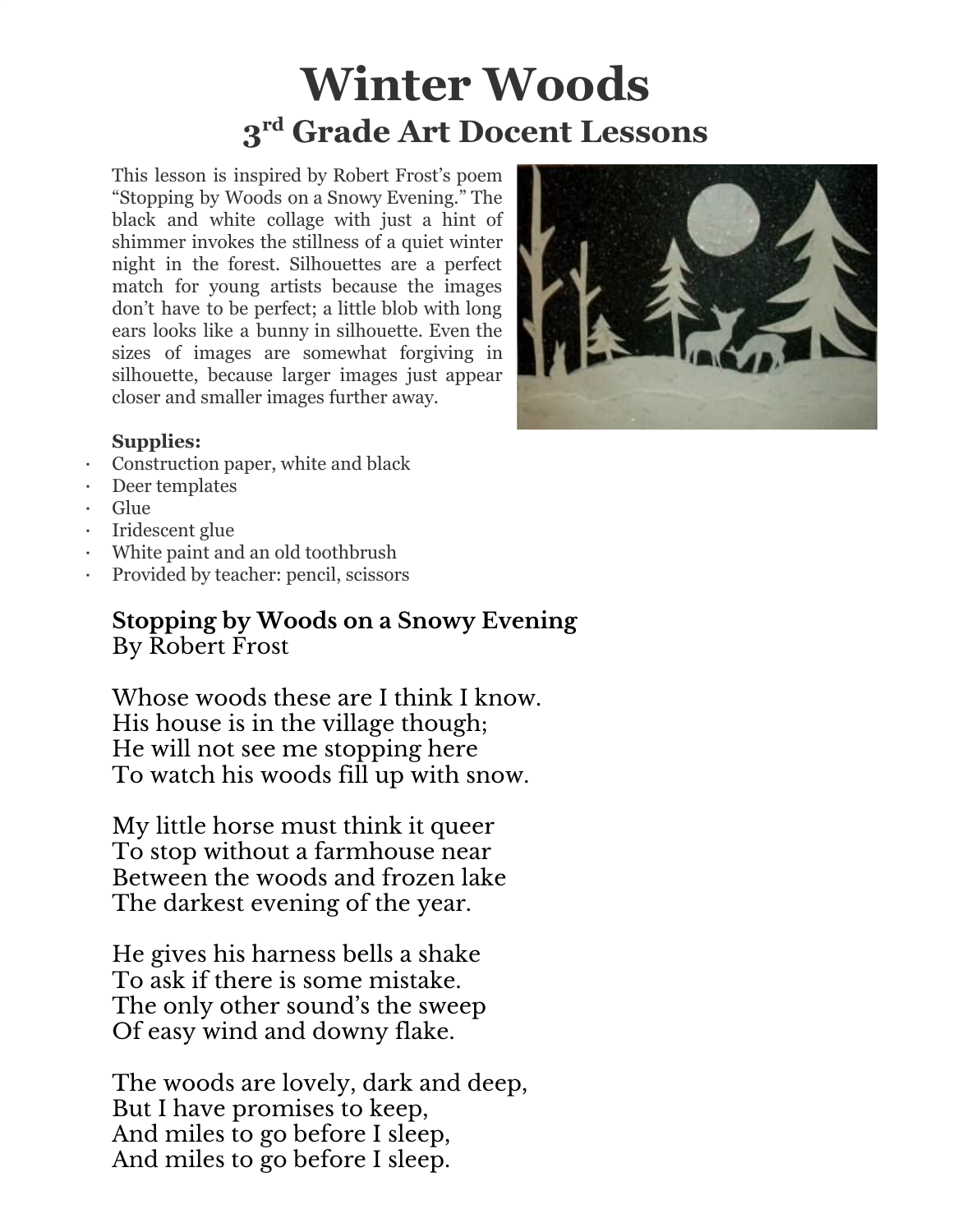# Winter Woods

## 3rd Grade Art Docent Lessons

This lesson is inspired by Robert Frost's poem "Stopping by Woods on a Snowy Evening." The black and white collage with just a hint of shimmer invokes the stillness of a quiet winter night in the forest. Silhouettes are a perfect match for young artists because the images don't have to be perfect; a little blob with long ears looks like a bunny in silhouette. Even the sizes of images are somewhat forgiving in silhouette, because larger images just appear closer and smaller images further away.

**Supplies:**

- Construction paper, white and black
- Deer templates
- Glue
- Iridescent glue
- White paint and an old toothbrush
- Provided by teacher: pencil, scissors

### Stopping by Woods on a Snowy Evening

By Robert Frost

Whose woods these are I think I know.
His house is in the village though;
He will not see me stopping here
To watch his woods fill up with snow.

My little horse must think it queer
To stop without a farmhouse near
Between the woods and frozen lake
The darkest evening of the year.

He gives his harness bells a shake
To ask if there is some mistake.
The only other sound's the sweep
Of easy wind and downy flake.

The woods are lovely, dark and deep,
But I have promises to keep,
And miles to go before I sleep,
And miles to go before I sleep.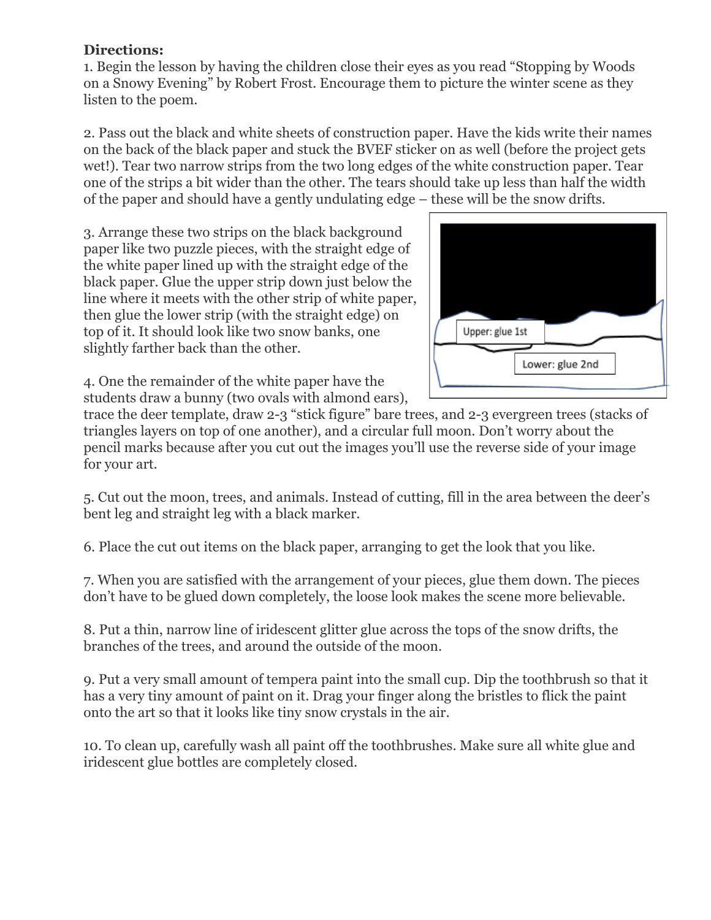**Directions:**

1. Begin the lesson by having the children close their eyes as you read "Stopping by Woods on a Snowy Evening" by Robert Frost. Encourage them to picture the winter scene as they listen to the poem.

2. Pass out the black and white sheets of construction paper. Have the kids write their names on the back of the black paper and stuck the BVEF sticker on as well (before the project gets wet!). Tear two narrow strips from the two long edges of the white construction paper. Tear one of the strips a bit wider than the other. The tears should take up less than half the width of the paper and should have a gently undulating edge – these will be the snow drifts.

3. Arrange these two strips on the black background paper like two puzzle pieces, with the straight edge of the white paper lined up with the straight edge of the black paper. Glue the upper strip down just below the line where it meets with the other strip of white paper, then glue the lower strip (with the straight edge) on top of it. It should look like two snow banks, one slightly farther back than the other.

Upper: glue 1st

Lower: glue 2nd

4. One the remainder of the white paper have the students draw a bunny (two ovals with almond ears), trace the deer template, draw 2-3 "stick figure" bare trees, and 2-3 evergreen trees (stacks of triangles layers on top of one another), and a circular full moon. Don't worry about the pencil marks because after you cut out the images you'll use the reverse side of your image for your art.

5. Cut out the moon, trees, and animals. Instead of cutting, fill in the area between the deer's bent leg and straight leg with a black marker.

6. Place the cut out items on the black paper, arranging to get the look that you like.

7. When you are satisfied with the arrangement of your pieces, glue them down. The pieces don't have to be glued down completely, the loose look makes the scene more believable.

8. Put a thin, narrow line of iridescent glitter glue across the tops of the snow drifts, the branches of the trees, and around the outside of the moon.

9. Put a very small amount of tempera paint into the small cup. Dip the toothbrush so that it has a very tiny amount of paint on it. Drag your finger along the bristles to flick the paint onto the art so that it looks like tiny snow crystals in the air.

10. To clean up, carefully wash all paint off the toothbrushes. Make sure all white glue and iridescent glue bottles are completely closed.